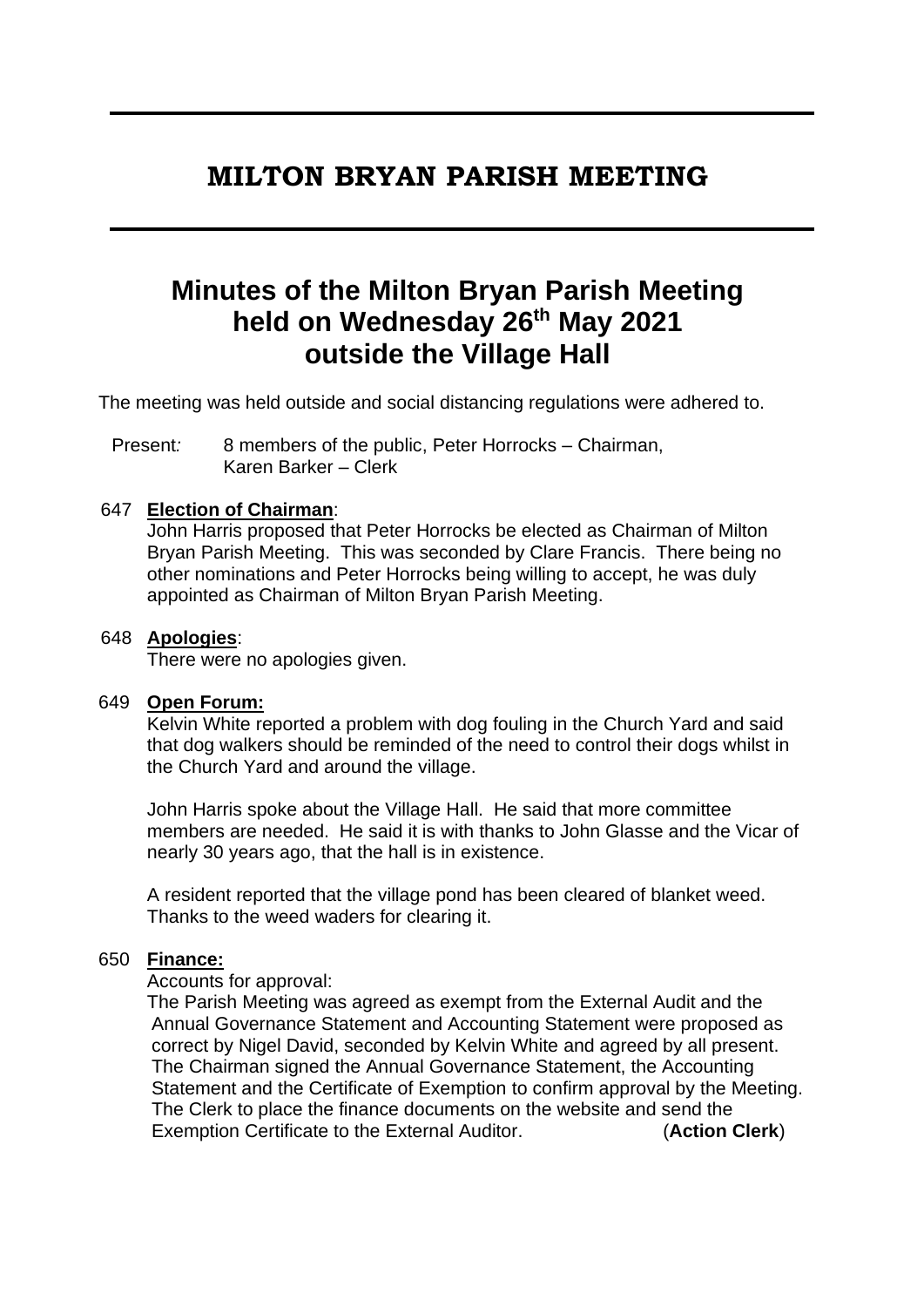# MILTON BRYAN PARISH MEETING

## Minutes of the Milton Bryan Parish Meeting held on Wednesday 26th May 2021 outside the Village Hall

The meeting was held outside and social distancing regulations were adhered to.

Present*:* 8 members of the public, Peter Horrocks – Chairman, Karen Barker – Clerk

647 **Election of Chairman**:

John Harris proposed that Peter Horrocks be elected as Chairman of Milton Bryan Parish Meeting. This was seconded by Clare Francis. There being no other nominations and Peter Horrocks being willing to accept, he was duly appointed as Chairman of Milton Bryan Parish Meeting.

648 **Apologies**:

There were no apologies given.

649 **Open Forum:**

Kelvin White reported a problem with dog fouling in the Church Yard and said that dog walkers should be reminded of the need to control their dogs whilst in the Church Yard and around the village.

John Harris spoke about the Village Hall. He said that more committee members are needed. He said it is with thanks to John Glasse and the Vicar of nearly 30 years ago, that the hall is in existence.

A resident reported that the village pond has been cleared of blanket weed. Thanks to the weed waders for clearing it.

650 **Finance:**

Accounts for approval:

The Parish Meeting was agreed as exempt from the External Audit and the Annual Governance Statement and Accounting Statement were proposed as correct by Nigel David, seconded by Kelvin White and agreed by all present. The Chairman signed the Annual Governance Statement, the Accounting Statement and the Certificate of Exemption to confirm approval by the Meeting. The Clerk to place the finance documents on the website and send the Exemption Certificate to the External Auditor. (**Action Clerk**)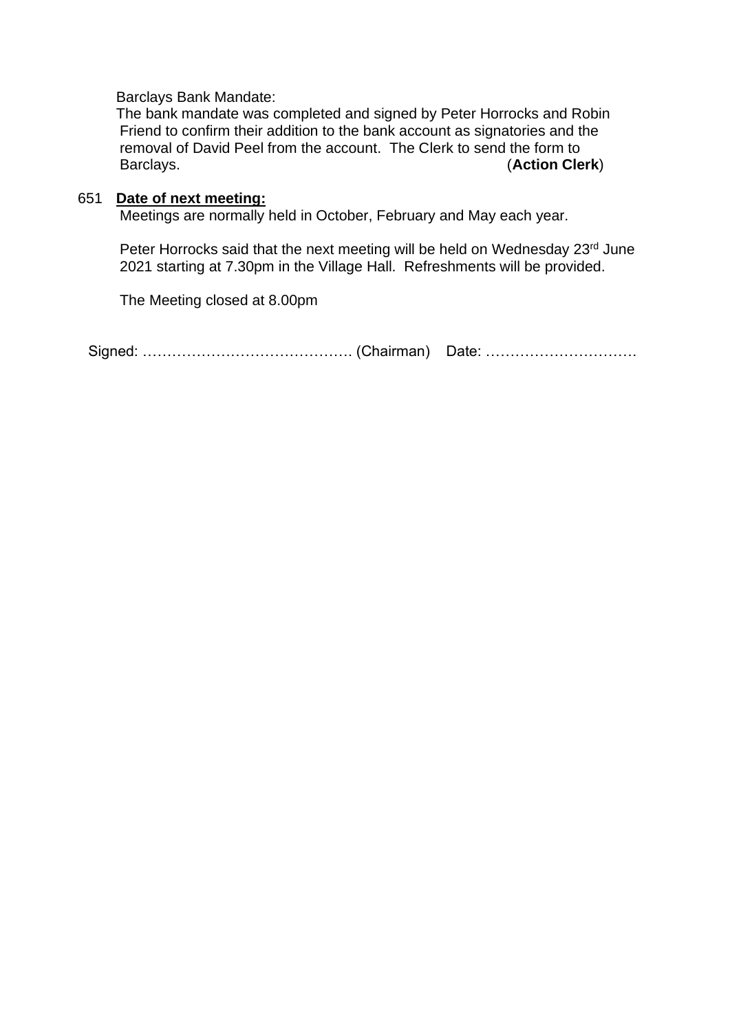Barclays Bank Mandate:
The bank mandate was completed and signed by Peter Horrocks and Robin Friend to confirm their addition to the bank account as signatories and the removal of David Peel from the account. The Clerk to send the form to Barclays. (**Action Clerk**)

651 **Date of next meeting:**

Meetings are normally held in October, February and May each year.

Peter Horrocks said that the next meeting will be held on Wednesday 23rd June 2021 starting at 7.30pm in the Village Hall. Refreshments will be provided.

The Meeting closed at 8.00pm

Signed: …………………………………… (Chairman) Date: …………………………